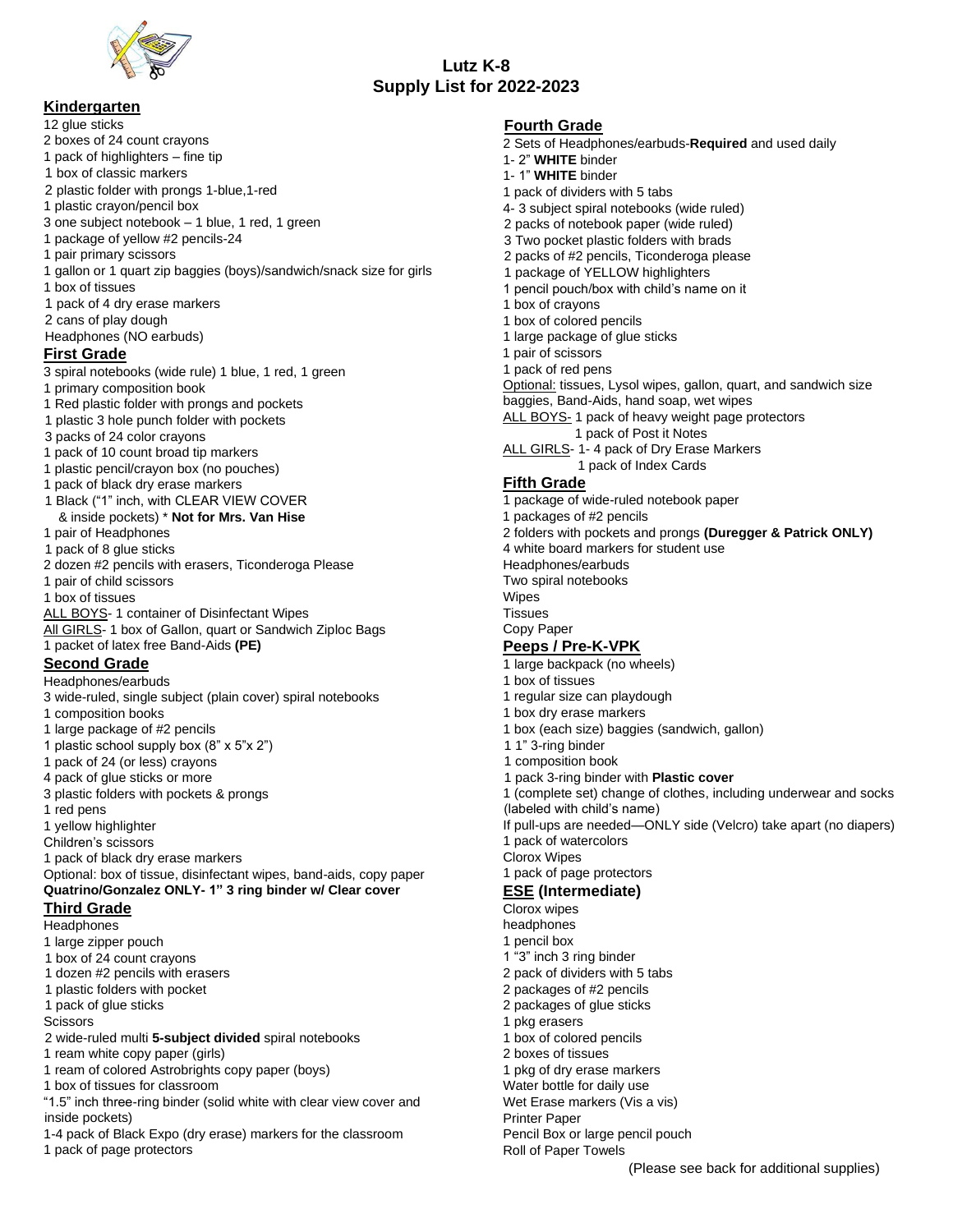# Lutz K-8
# Supply List for 2022-2023

## Kindergarten

12 glue sticks
2 boxes of 24 count crayons
1 pack of highlighters – fine tip
1 box of classic markers
2 plastic folder with prongs 1-blue,1-red
1 plastic crayon/pencil box
3 one subject notebook – 1 blue, 1 red, 1 green
1 package of yellow #2 pencils-24
1 pair primary scissors
1 gallon or 1 quart zip baggies (boys)/sandwich/snack size for girls
1 box of tissues
1 pack of 4 dry erase markers
2 cans of play dough
Headphones (NO earbuds)

## First Grade

3 spiral notebooks (wide rule) 1 blue, 1 red, 1 green
1 primary composition book
1 Red plastic folder with prongs and pockets
1 plastic 3 hole punch folder with pockets
3 packs of 24 color crayons
1 pack of 10 count broad tip markers
1 plastic pencil/crayon box (no pouches)
1 pack of black dry erase markers
1 Black ("1" inch, with CLEAR VIEW COVER & inside pockets) * **Not for Mrs. Van Hise**
1 pair of Headphones
1 pack of 8 glue sticks
2 dozen #2 pencils with erasers, Ticonderoga Please
1 pair of child scissors
1 box of tissues
ALL BOYS- 1 container of Disinfectant Wipes
All GIRLS- 1 box of Gallon, quart or Sandwich Ziploc Bags
1 packet of latex free Band-Aids **(PE)**

## Second Grade

Headphones/earbuds
3 wide-ruled, single subject (plain cover) spiral notebooks
1 composition books
1 large package of #2 pencils
1 plastic school supply box (8" x 5"x 2")
1 pack of 24 (or less) crayons
4 pack of glue sticks or more
3 plastic folders with pockets & prongs
1 red pens
1 yellow highlighter
Children's scissors
1 pack of black dry erase markers
Optional: box of tissue, disinfectant wipes, band-aids, copy paper
**Quatrino/Gonzalez ONLY- 1" 3 ring binder w/ Clear cover**

## Third Grade

Headphones
1 large zipper pouch
1 box of 24 count crayons
1 dozen #2 pencils with erasers
1 plastic folders with pocket
1 pack of glue sticks
Scissors
2 wide-ruled multi **5-subject divided** spiral notebooks
1 ream white copy paper (girls)
1 ream of colored Astrobrights copy paper (boys)
1 box of tissues for classroom
"1.5" inch three-ring binder (solid white with clear view cover and inside pockets)
1-4 pack of Black Expo (dry erase) markers for the classroom
1 pack of page protectors

## Fourth Grade

2 Sets of Headphones/earbuds-**Required** and used daily
1- 2" **WHITE** binder
1- 1" **WHITE** binder
1 pack of dividers with 5 tabs
4- 3 subject spiral notebooks (wide ruled)
2 packs of notebook paper (wide ruled)
3 Two pocket plastic folders with brads
2 packs of #2 pencils, Ticonderoga please
1 package of YELLOW highlighters
1 pencil pouch/box with child's name on it
1 box of crayons
1 box of colored pencils
1 large package of glue sticks
1 pair of scissors
1 pack of red pens
Optional: tissues, Lysol wipes, gallon, quart, and sandwich size baggies, Band-Aids, hand soap, wet wipes
ALL BOYS- 1 pack of heavy weight page protectors
1 pack of Post it Notes
ALL GIRLS- 1- 4 pack of Dry Erase Markers
1 pack of Index Cards

## Fifth Grade

1 package of wide-ruled notebook paper
1 packages of #2 pencils
2 folders with pockets and prongs **(Duregger & Patrick ONLY)**
4 white board markers for student use
Headphones/earbuds
Two spiral notebooks
Wipes
Tissues
Copy Paper

## Peeps / Pre-K-VPK

1 large backpack (no wheels)
1 box of tissues
1 regular size can playdough
1 box dry erase markers
1 box (each size) baggies (sandwich, gallon)
1 1" 3-ring binder
1 composition book
1 pack 3-ring binder with **Plastic cover**
1 (complete set) change of clothes, including underwear and socks (labeled with child's name)
If pull-ups are needed—ONLY side (Velcro) take apart (no diapers)
1 pack of watercolors
Clorox Wipes
1 pack of page protectors

## ESE (Intermediate)

Clorox wipes
headphones
1 pencil box
1 "3" inch 3 ring binder
2 pack of dividers with 5 tabs
2 packages of #2 pencils
2 packages of glue sticks
1 pkg erasers
1 box of colored pencils
2 boxes of tissues
1 pkg of dry erase markers
Water bottle for daily use
Wet Erase markers (Vis a vis)
Printer Paper
Pencil Box or large pencil pouch
Roll of Paper Towels

(Please see back for additional supplies)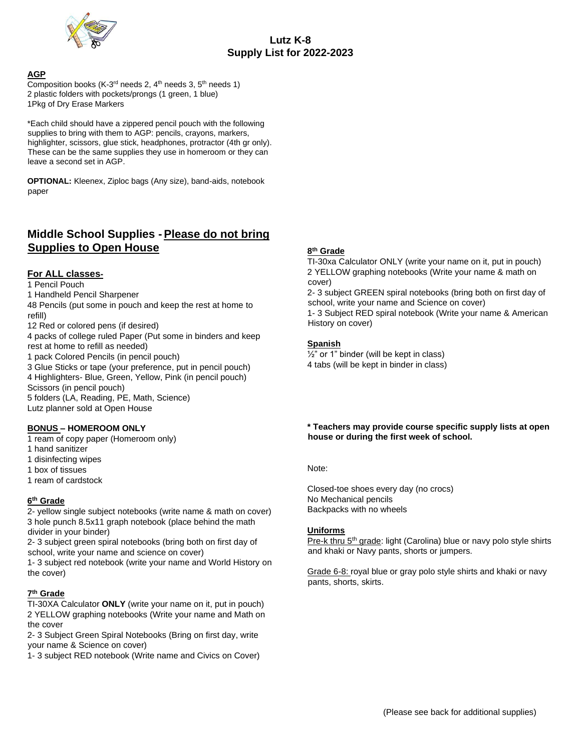## Lutz K-8
## Supply List for 2022-2023

**AGP**

Composition books (K-3rd needs 2, 4th needs 3, 5th needs 1)
2 plastic folders with pockets/prongs (1 green, 1 blue)
1Pkg of Dry Erase Markers

*Each child should have a zippered pencil pouch with the following supplies to bring with them to AGP: pencils, crayons, markers, highlighter, scissors, glue stick, headphones, protractor (4th gr only). These can be the same supplies they use in homeroom or they can leave a second set in AGP.

**OPTIONAL:** Kleenex, Ziploc bags (Any size), band-aids, notebook paper

## Middle School Supplies - Please do not bring Supplies to Open House

### For ALL classes-

1 Pencil Pouch
1 Handheld Pencil Sharpener
48 Pencils (put some in pouch and keep the rest at home to refill)
12 Red or colored pens (if desired)
4 packs of college ruled Paper (Put some in binders and keep rest at home to refill as needed)
1 pack Colored Pencils (in pencil pouch)
3 Glue Sticks or tape (your preference, put in pencil pouch)
4 Highlighters- Blue, Green, Yellow, Pink (in pencil pouch)
Scissors (in pencil pouch)
5 folders (LA, Reading, PE, Math, Science)
Lutz planner sold at Open House

**BONUS – HOMEROOM ONLY**

1 ream of copy paper (Homeroom only)
1 hand sanitizer
1 disinfecting wipes
1 box of tissues
1 ream of cardstock

**6th Grade**

2- yellow single subject notebooks (write name & math on cover)
3 hole punch 8.5x11 graph notebook (place behind the math divider in your binder)
2- 3 subject green spiral notebooks (bring both on first day of school, write your name and science on cover)
1- 3 subject red notebook (write your name and World History on the cover)

**7th Grade**

TI-30XA Calculator **ONLY** (write your name on it, put in pouch)
2 YELLOW graphing notebooks (Write your name and Math on the cover
2- 3 Subject Green Spiral Notebooks (Bring on first day, write your name & Science on cover)
1- 3 subject RED notebook (Write name and Civics on Cover)

**8th Grade**

TI-30xa Calculator ONLY (write your name on it, put in pouch)
2 YELLOW graphing notebooks (Write your name & math on cover)
2- 3 subject GREEN spiral notebooks (bring both on first day of school, write your name and Science on cover)
1- 3 Subject RED spiral notebook (Write your name & American History on cover)

**Spanish**

½" or 1" binder (will be kept in class)
4 tabs (will be kept in binder in class)

**\* Teachers may provide course specific supply lists at open house or during the first week of school.**

Note:

Closed-toe shoes every day (no crocs)
No Mechanical pencils
Backpacks with no wheels

**Uniforms**

Pre-k thru 5th grade: light (Carolina) blue or navy polo style shirts and khaki or Navy pants, shorts or jumpers.

Grade 6-8: royal blue or gray polo style shirts and khaki or navy pants, shorts, skirts.

(Please see back for additional supplies)